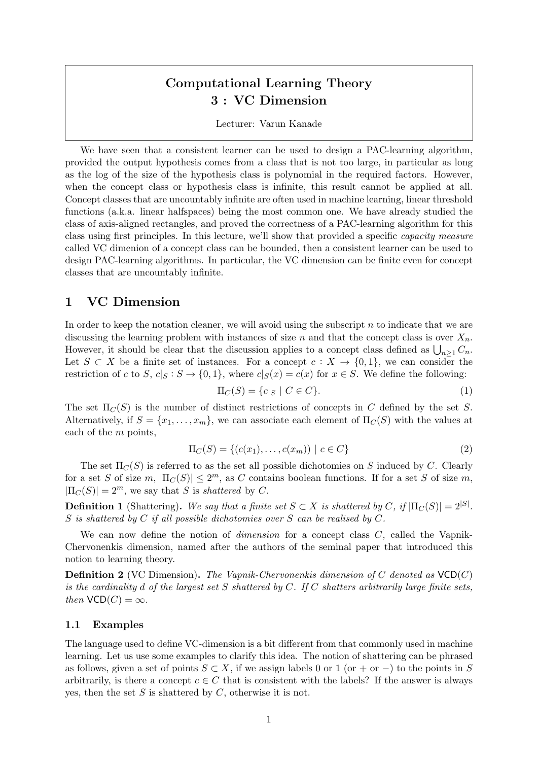# Computational Learning Theory
# 3 : VC Dimension

Lecturer: Varun Kanade

We have seen that a consistent learner can be used to design a PAC-learning algorithm, provided the output hypothesis comes from a class that is not too large, in particular as long as the log of the size of the hypothesis class is polynomial in the required factors. However, when the concept class or hypothesis class is infinite, this result cannot be applied at all. Concept classes that are uncountably infinite are often used in machine learning, linear threshold functions (a.k.a. linear halfspaces) being the most common one. We have already studied the class of axis-aligned rectangles, and proved the correctness of a PAC-learning algorithm for this class using first principles. In this lecture, we'll show that provided a specific *capacity measure* called VC dimenion of a concept class can be bounded, then a consistent learner can be used to design PAC-learning algorithms. In particular, the VC dimension can be finite even for concept classes that are uncountably infinite.

## 1 VC Dimension

In order to keep the notation cleaner, we will avoid using the subscript $n$ to indicate that we are discussing the learning problem with instances of size $n$ and that the concept class is over $X_n$. However, it should be clear that the discussion applies to a concept class defined as $\bigcup_{n \geq 1} C_n$. Let $S \subset X$ be a finite set of instances. For a concept $c : X \to \{0, 1\}$, we can consider the restriction of $c$ to $S$, $c|_S : S \to \{0, 1\}$, where $c|_S(x) = c(x)$ for $x \in S$. We define the following:

$$\Pi_C(S) = \{c|_S \mid C \in C\}. \tag{1}$$

The set $\Pi_C(S)$ is the number of distinct restrictions of concepts in $C$ defined by the set $S$. Alternatively, if $S = \{x_1, \ldots, x_m\}$, we can associate each element of $\Pi_C(S)$ with the values at each of the $m$ points,

$$\Pi_C(S) = \{(c(x_1), \ldots, c(x_m)) \mid c \in C\} \tag{2}$$

The set $\Pi_C(S)$ is referred to as the set all possible dichotomies on $S$ induced by $C$. Clearly for a set $S$ of size $m$, $|\Pi_C(S)| \leq 2^m$, as $C$ contains boolean functions. If for a set $S$ of size $m$, $|\Pi_C(S)| = 2^m$, we say that $S$ is *shattered* by $C$.

**Definition 1** (Shattering). *We say that a finite set $S \subset X$ is shattered by $C$, if $|\Pi_C(S)| = 2^{|S|}$. $S$ is shattered by $C$ if all possible dichotomies over $S$ can be realised by $C$.*

We can now define the notion of *dimension* for a concept class $C$, called the Vapnik-Chervonenkis dimension, named after the authors of the seminal paper that introduced this notion to learning theory.

**Definition 2** (VC Dimension). *The Vapnik-Chervonenkis dimension of $C$ denoted as $\mathsf{VCD}(C)$ is the cardinality $d$ of the largest set $S$ shattered by $C$. If $C$ shatters arbitrarily large finite sets, then $\mathsf{VCD}(C) = \infty$.*

### 1.1 Examples

The language used to define VC-dimension is a bit different from that commonly used in machine learning. Let us use some examples to clarify this idea. The notion of shattering can be phrased as follows, given a set of points $S \subset X$, if we assign labels 0 or 1 (or + or −) to the points in $S$ arbitrarily, is there a concept $c \in C$ that is consistent with the labels? If the answer is always yes, then the set $S$ is shattered by $C$, otherwise it is not.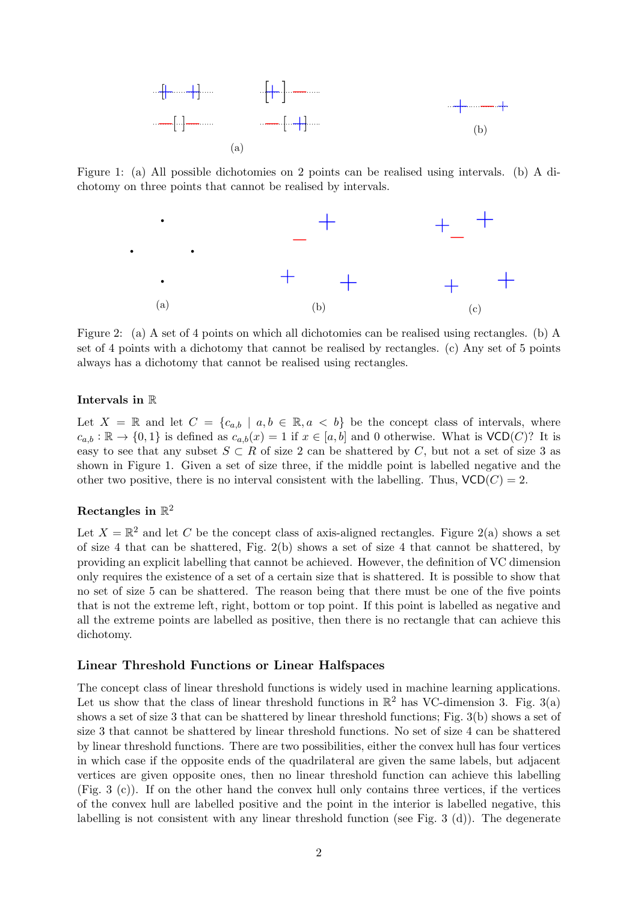Figure 1: (a) All possible dichotomies on 2 points can be realised using intervals. (b) A dichotomy on three points that cannot be realised by intervals.

Figure 2: (a) A set of 4 points on which all dichotomies can be realised using rectangles. (b) A set of 4 points with a dichotomy that cannot be realised by rectangles. (c) Any set of 5 points always has a dichotomy that cannot be realised using rectangles.

#### Intervals in $\mathbb{R}$

Let $X = \mathbb{R}$ and let $C = \{c_{a,b} \mid a, b \in \mathbb{R}, a < b\}$ be the concept class of intervals, where $c_{a,b} : \mathbb{R} \to \{0, 1\}$ is defined as $c_{a,b}(x) = 1$ if $x \in [a, b]$ and 0 otherwise. What is $\mathsf{VCD}(C)$? It is easy to see that any subset $S \subset R$ of size 2 can be shattered by $C$, but not a set of size 3 as shown in Figure 1. Given a set of size three, if the middle point is labelled negative and the other two positive, there is no interval consistent with the labelling. Thus, $\mathsf{VCD}(C) = 2$.

#### Rectangles in $\mathbb{R}^2$

Let $X = \mathbb{R}^2$ and let $C$ be the concept class of axis-aligned rectangles. Figure 2(a) shows a set of size 4 that can be shattered, Fig. 2(b) shows a set of size 4 that cannot be shattered, by providing an explicit labelling that cannot be achieved. However, the definition of VC dimension only requires the existence of a set of a certain size that is shattered. It is possible to show that no set of size 5 can be shattered. The reason being that there must be one of the five points that is not the extreme left, right, bottom or top point. If this point is labelled as negative and all the extreme points are labelled as positive, then there is no rectangle that can achieve this dichotomy.

### Linear Threshold Functions or Linear Halfspaces

The concept class of linear threshold functions is widely used in machine learning applications. Let us show that the class of linear threshold functions in $\mathbb{R}^2$ has VC-dimension 3. Fig. 3(a) shows a set of size 3 that can be shattered by linear threshold functions; Fig. 3(b) shows a set of size 3 that cannot be shattered by linear threshold functions. No set of size 4 can be shattered by linear threshold functions. There are two possibilities, either the convex hull has four vertices in which case if the opposite ends of the quadrilateral are given the same labels, but adjacent vertices are given opposite ones, then no linear threshold function can achieve this labelling (Fig. 3 (c)). If on the other hand the convex hull only contains three vertices, if the vertices of the convex hull are labelled positive and the point in the interior is labelled negative, this labelling is not consistent with any linear threshold function (see Fig. 3 (d)). The degenerate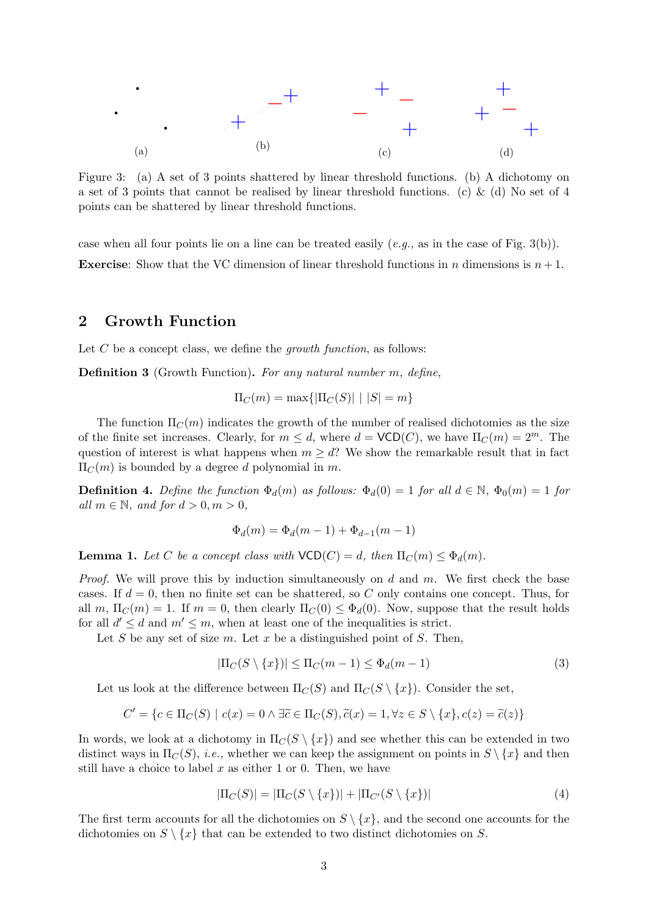Figure 3: (a) A set of 3 points shattered by linear threshold functions. (b) A dichotomy on a set of 3 points that cannot be realised by linear threshold functions. (c) & (d) No set of 4 points can be shattered by linear threshold functions.

case when all four points lie on a line can be treated easily (*e.g.,* as in the case of Fig. 3(b)).

**Exercise**: Show that the VC dimension of linear threshold functions in $n$ dimensions is $n+1$.

## 2 Growth Function

Let $C$ be a concept class, we define the *growth function*, as follows:

**Definition 3** (Growth Function)**.** *For any natural number $m$, define,*

$$\Pi_C(m) = \max\{|\Pi_C(S)| \mid |S| = m\}$$

The function $\Pi_C(m)$ indicates the growth of the number of realised dichotomies as the size of the finite set increases. Clearly, for $m \leq d$, where $d = \mathsf{VCD}(C)$, we have $\Pi_C(m) = 2^m$. The question of interest is what happens when $m \geq d$? We show the remarkable result that in fact $\Pi_C(m)$ is bounded by a degree $d$ polynomial in $m$.

**Definition 4.** *Define the function $\Phi_d(m)$ as follows: $\Phi_d(0) = 1$ for all $d \in \mathbb{N}$, $\Phi_0(m) = 1$ for all $m \in \mathbb{N}$, and for $d > 0, m > 0$,*

$$\Phi_d(m) = \Phi_d(m-1) + \Phi_{d-1}(m-1)$$

**Lemma 1.** *Let $C$ be a concept class with $\mathsf{VCD}(C) = d$, then $\Pi_C(m) \leq \Phi_d(m)$.*

*Proof.* We will prove this by induction simultaneously on $d$ and $m$. We first check the base cases. If $d = 0$, then no finite set can be shattered, so $C$ only contains one concept. Thus, for all $m$, $\Pi_C(m) = 1$. If $m = 0$, then clearly $\Pi_C(0) \leq \Phi_d(0)$. Now, suppose that the result holds for all $d' \leq d$ and $m' \leq m$, when at least one of the inequalities is strict.

Let $S$ be any set of size $m$. Let $x$ be a distinguished point of $S$. Then,

$$|\Pi_C(S \setminus \{x\})| \leq \Pi_C(m-1) \leq \Phi_d(m-1) \tag{3}$$

Let us look at the difference between $\Pi_C(S)$ and $\Pi_C(S \setminus \{x\})$. Consider the set,

$$C' = \{c \in \Pi_C(S) \mid c(x) = 0 \wedge \exists \widetilde{c} \in \Pi_C(S), \widetilde{c}(x) = 1, \forall z \in S \setminus \{x\}, c(z) = \widetilde{c}(z)\}$$

In words, we look at a dichotomy in $\Pi_C(S \setminus \{x\})$ and see whether this can be extended in two distinct ways in $\Pi_C(S)$, *i.e.,* whether we can keep the assignment on points in $S \setminus \{x\}$ and then still have a choice to label $x$ as either 1 or 0. Then, we have

$$|\Pi_C(S)| = |\Pi_C(S \setminus \{x\})| + |\Pi_{C'}(S \setminus \{x\})| \tag{4}$$

The first term accounts for all the dichotomies on $S \setminus \{x\}$, and the second one accounts for the dichotomies on $S \setminus \{x\}$ that can be extended to two distinct dichotomies on $S$.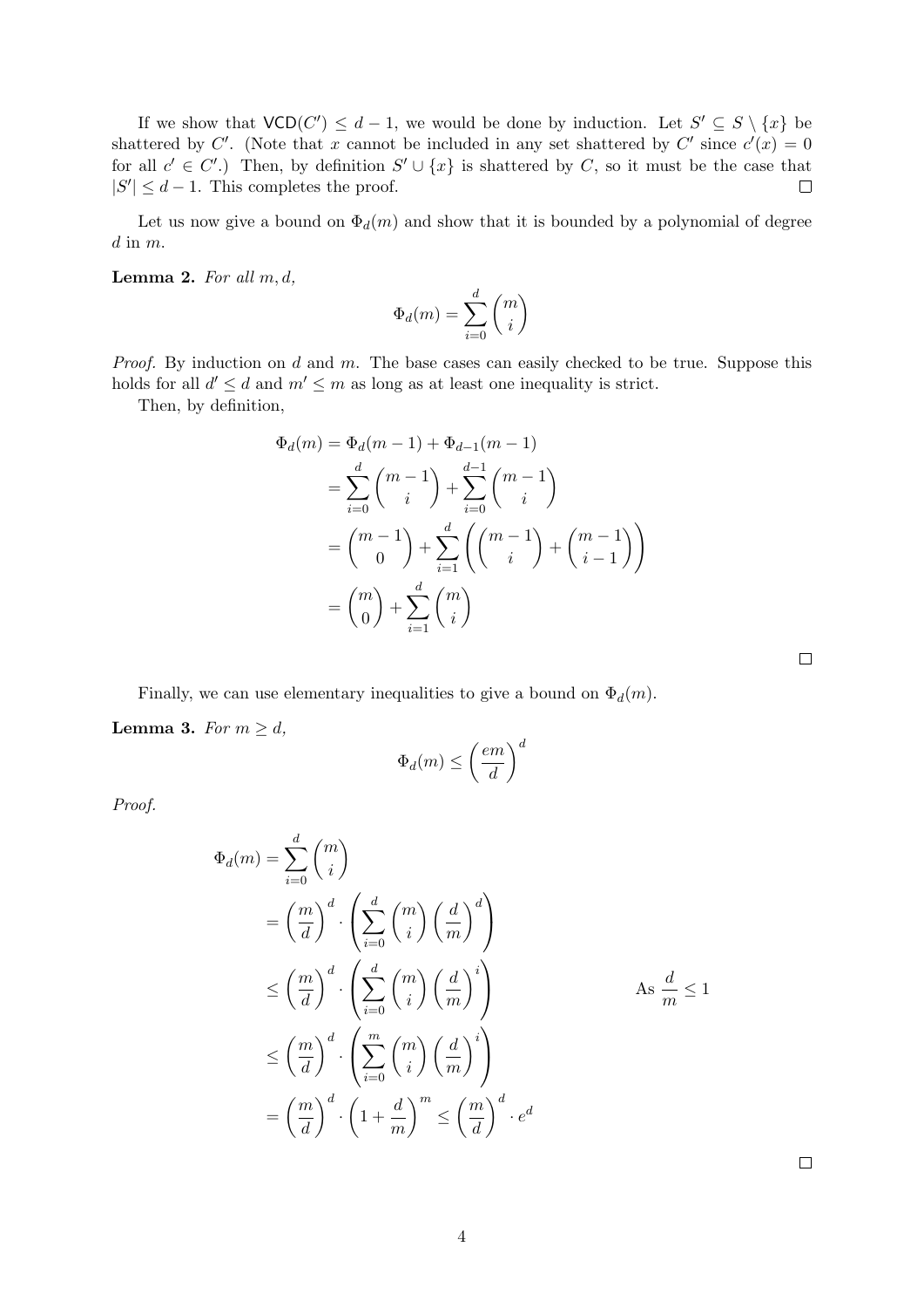If we show that $\mathsf{VCD}(C') \leq d-1$, we would be done by induction. Let $S' \subseteq S \setminus \{x\}$ be shattered by $C'$. (Note that $x$ cannot be included in any set shattered by $C'$ since $c'(x) = 0$ for all $c' \in C'$.) Then, by definition $S' \cup \{x\}$ is shattered by $C$, so it must be the case that $|S'| \leq d-1$. This completes the proof. $\square$

Let us now give a bound on $\Phi_d(m)$ and show that it is bounded by a polynomial of degree $d$ in $m$.

**Lemma 2.** *For all $m, d$,*

$$\Phi_d(m) = \sum_{i=0}^{d} \binom{m}{i}$$

*Proof.* By induction on $d$ and $m$. The base cases can easily checked to be true. Suppose this holds for all $d' \leq d$ and $m' \leq m$ as long as at least one inequality is strict.

Then, by definition,

$$\begin{aligned}
\Phi_d(m) &= \Phi_d(m-1) + \Phi_{d-1}(m-1) \\
&= \sum_{i=0}^{d} \binom{m-1}{i} + \sum_{i=0}^{d-1} \binom{m-1}{i} \\
&= \binom{m-1}{0} + \sum_{i=1}^{d} \left( \binom{m-1}{i} + \binom{m-1}{i-1} \right) \\
&= \binom{m}{0} + \sum_{i=1}^{d} \binom{m}{i}
\end{aligned}$$

$\square$

Finally, we can use elementary inequalities to give a bound on $\Phi_d(m)$.

**Lemma 3.** *For $m \geq d$,*

$$\Phi_d(m) \leq \left( \frac{em}{d} \right)^d$$

*Proof.*

$$\begin{aligned}
\Phi_d(m) &= \sum_{i=0}^{d} \binom{m}{i} \\
&= \left( \frac{m}{d} \right)^d \cdot \left( \sum_{i=0}^{d} \binom{m}{i} \left( \frac{d}{m} \right)^d \right) \\
&\leq \left( \frac{m}{d} \right)^d \cdot \left( \sum_{i=0}^{d} \binom{m}{i} \left( \frac{d}{m} \right)^i \right) && \text{As } \frac{d}{m} \leq 1 \\
&\leq \left( \frac{m}{d} \right)^d \cdot \left( \sum_{i=0}^{m} \binom{m}{i} \left( \frac{d}{m} \right)^i \right) \\
&= \left( \frac{m}{d} \right)^d \cdot \left( 1 + \frac{d}{m} \right)^m \leq \left( \frac{m}{d} \right)^d \cdot e^d
\end{aligned}$$

$\square$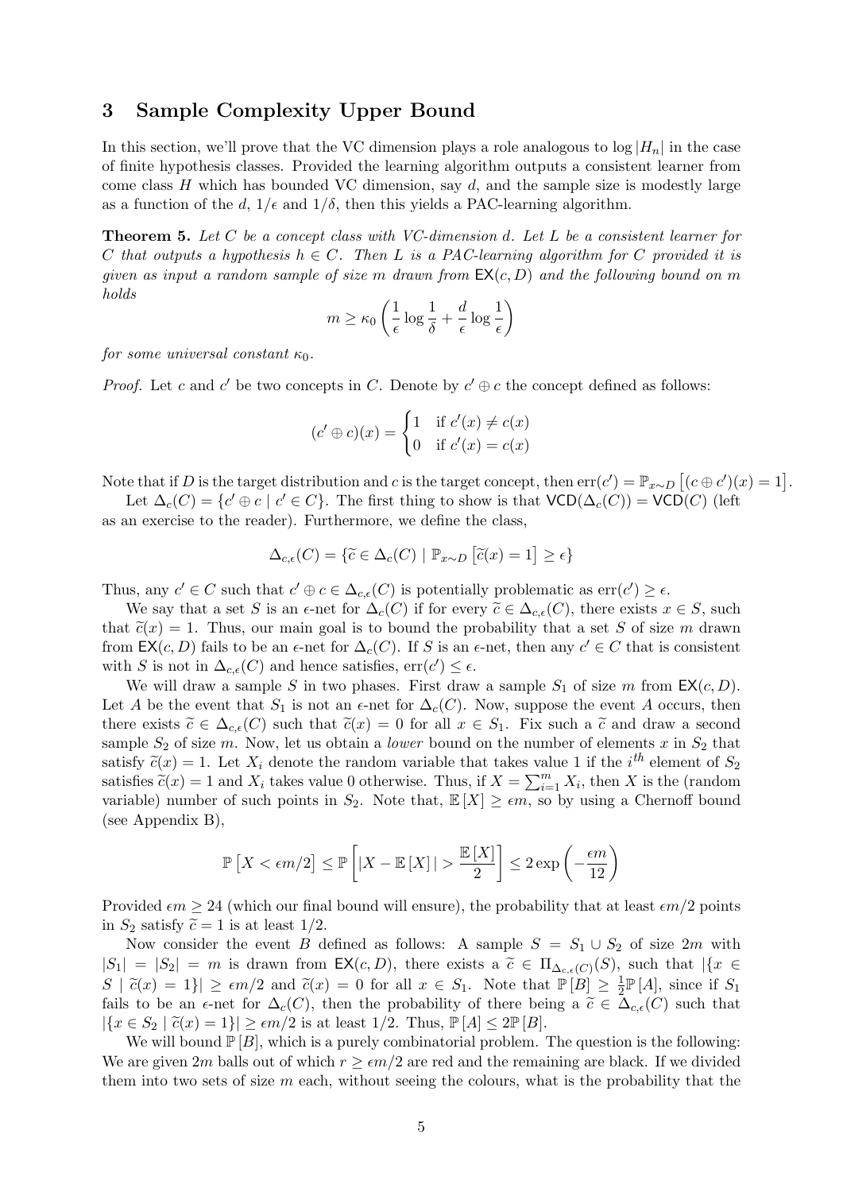## 3 Sample Complexity Upper Bound

In this section, we'll prove that the VC dimension plays a role analogous to $\log |H_n|$ in the case of finite hypothesis classes. Provided the learning algorithm outputs a consistent learner from come class $H$ which has bounded VC dimension, say $d$, and the sample size is modestly large as a function of the $d$, $1/\epsilon$ and $1/\delta$, then this yields a PAC-learning algorithm.

**Theorem 5.** *Let $C$ be a concept class with VC-dimension $d$. Let $L$ be a consistent learner for $C$ that outputs a hypothesis $h \in C$. Then $L$ is a PAC-learning algorithm for $C$ provided it is given as input a random sample of size $m$ drawn from $\mathsf{EX}(c, D)$ and the following bound on $m$ holds*

$$m \geq \kappa_0 \left( \frac{1}{\epsilon} \log \frac{1}{\delta} + \frac{d}{\epsilon} \log \frac{1}{\epsilon} \right)$$

*for some universal constant $\kappa_0$.*

*Proof.* Let $c$ and $c'$ be two concepts in $C$. Denote by $c' \oplus c$ the concept defined as follows:

$$(c' \oplus c)(x) = \begin{cases} 1 & \text{if } c'(x) \neq c(x) \\ 0 & \text{if } c'(x) = c(x) \end{cases}$$

Note that if $D$ is the target distribution and $c$ is the target concept, then $\text{err}(c') = \mathbb{P}_{x \sim D}\left[(c \oplus c')(x) = 1\right]$.

Let $\Delta_c(C) = \{c' \oplus c \mid c' \in C\}$. The first thing to show is that $\mathsf{VCD}(\Delta_c(C)) = \mathsf{VCD}(C)$ (left as an exercise to the reader). Furthermore, we define the class,

$$\Delta_{c,\epsilon}(C) = \{\widetilde{c} \in \Delta_c(C) \mid \mathbb{P}_{x \sim D}\left[\widetilde{c}(x) = 1\right] \geq \epsilon\}$$

Thus, any $c' \in C$ such that $c' \oplus c \in \Delta_{c,\epsilon}(C)$ is potentially problematic as $\text{err}(c') \geq \epsilon$.

We say that a set $S$ is an $\epsilon$-net for $\Delta_c(C)$ if for every $\widetilde{c} \in \Delta_{c,\epsilon}(C)$, there exists $x \in S$, such that $\widetilde{c}(x) = 1$. Thus, our main goal is to bound the probability that a set $S$ of size $m$ drawn from $\mathsf{EX}(c, D)$ fails to be an $\epsilon$-net for $\Delta_c(C)$. If $S$ is an $\epsilon$-net, then any $c' \in C$ that is consistent with $S$ is not in $\Delta_{c,\epsilon}(C)$ and hence satisfies, $\text{err}(c') \leq \epsilon$.

We will draw a sample $S$ in two phases. First draw a sample $S_1$ of size $m$ from $\mathsf{EX}(c, D)$. Let $A$ be the event that $S_1$ is not an $\epsilon$-net for $\Delta_c(C)$. Now, suppose the event $A$ occurs, then there exists $\widetilde{c} \in \Delta_{c,\epsilon}(C)$ such that $\widetilde{c}(x) = 0$ for all $x \in S_1$. Fix such a $\widetilde{c}$ and draw a second sample $S_2$ of size $m$. Now, let us obtain a *lower* bound on the number of elements $x$ in $S_2$ that satisfy $\widetilde{c}(x) = 1$. Let $X_i$ denote the random variable that takes value 1 if the $i^{th}$ element of $S_2$ satisfies $\widetilde{c}(x) = 1$ and $X_i$ takes value 0 otherwise. Thus, if $X = \sum_{i=1}^{m} X_i$, then $X$ is the (random variable) number of such points in $S_2$. Note that, $\mathbb{E}[X] \geq \epsilon m$, so by using a Chernoff bound (see Appendix B),

$$\mathbb{P}\left[X < \epsilon m/2\right] \leq \mathbb{P}\left[|X - \mathbb{E}[X]| > \frac{\mathbb{E}[X]}{2}\right] \leq 2 \exp\left(-\frac{\epsilon m}{12}\right)$$

Provided $\epsilon m \geq 24$ (which our final bound will ensure), the probability that at least $\epsilon m/2$ points in $S_2$ satisfy $\widetilde{c} = 1$ is at least $1/2$.

Now consider the event $B$ defined as follows: A sample $S = S_1 \cup S_2$ of size $2m$ with $|S_1| = |S_2| = m$ is drawn from $\mathsf{EX}(c, D)$, there exists a $\widetilde{c} \in \Pi_{\Delta_{c,\epsilon}(C)}(S)$, such that $|\{x \in S \mid \widetilde{c}(x) = 1\}| \geq \epsilon m/2$ and $\widetilde{c}(x) = 0$ for all $x \in S_1$. Note that $\mathbb{P}[B] \geq \frac{1}{2}\mathbb{P}[A]$, since if $S_1$ fails to be an $\epsilon$-net for $\Delta_c(C)$, then the probability of there being a $\widetilde{c} \in \Delta_{c,\epsilon}(C)$ such that $|\{x \in S_2 \mid \widetilde{c}(x) = 1\}| \geq \epsilon m/2$ is at least $1/2$. Thus, $\mathbb{P}[A] \leq 2\mathbb{P}[B]$.

We will bound $\mathbb{P}[B]$, which is a purely combinatorial problem. The question is the following: We are given $2m$ balls out of which $r \geq \epsilon m/2$ are red and the remaining are black. If we divided them into two sets of size $m$ each, without seeing the colours, what is the probability that the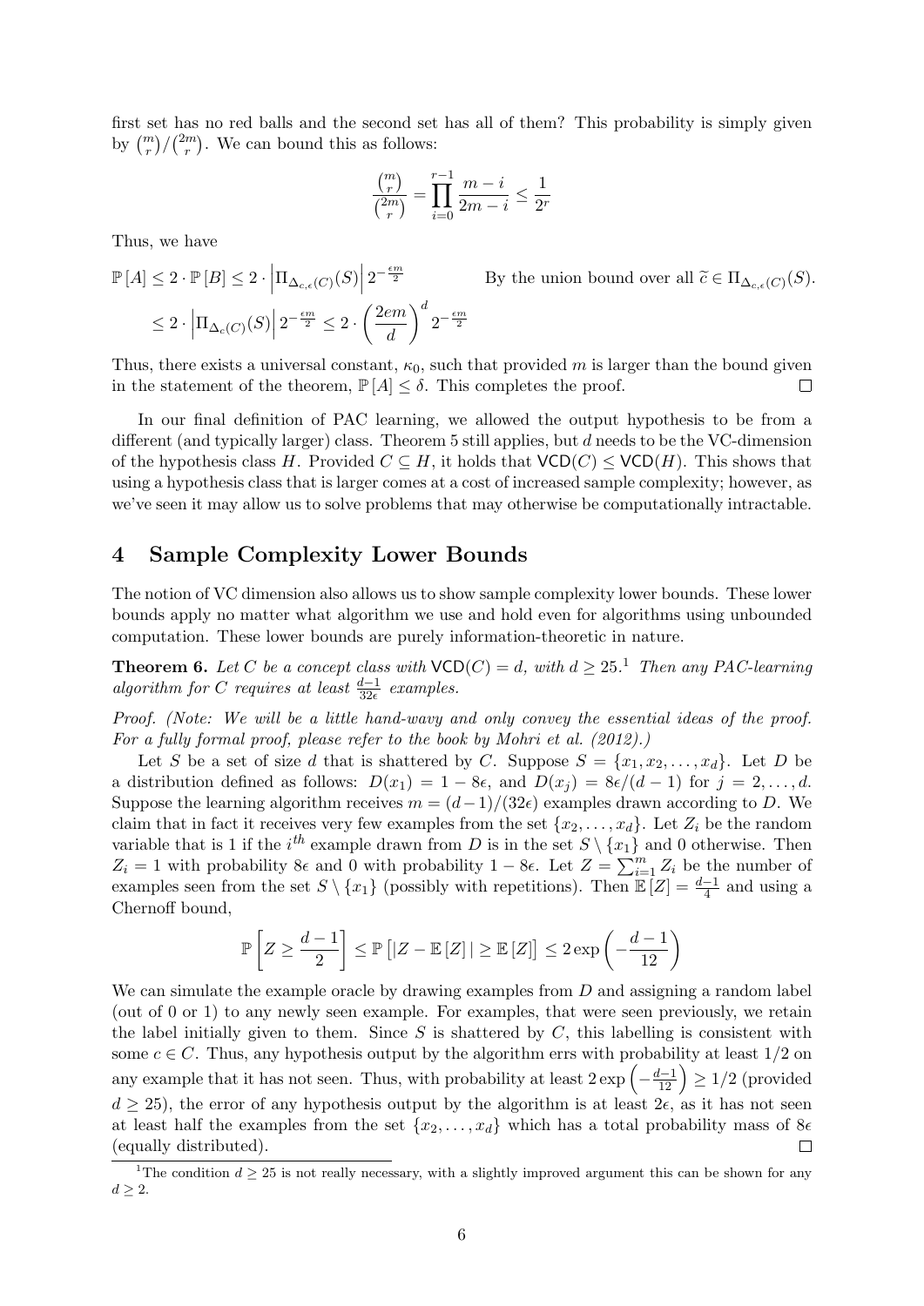first set has no red balls and the second set has all of them? This probability is simply given by $\binom{m}{r}/\binom{2m}{r}$. We can bound this as follows:

$$\frac{\binom{m}{r}}{\binom{2m}{r}} = \prod_{i=0}^{r-1} \frac{m-i}{2m-i} \leq \frac{1}{2^r}$$

Thus, we have

$$\mathbb{P}[A] \leq 2 \cdot \mathbb{P}[B] \leq 2 \cdot \left|\Pi_{\Delta_{c,\epsilon}(C)}(S)\right| 2^{-\frac{\epsilon m}{2}} \qquad \text{By the union bound over all } \widetilde{c} \in \Pi_{\Delta_{c,\epsilon}(C)}(S).$$

$$\leq 2 \cdot \left|\Pi_{\Delta_{c}(C)}(S)\right| 2^{-\frac{\epsilon m}{2}} \leq 2 \cdot \left(\frac{2em}{d}\right)^d 2^{-\frac{\epsilon m}{2}}$$

Thus, there exists a universal constant, $\kappa_0$, such that provided $m$ is larger than the bound given in the statement of the theorem, $\mathbb{P}[A] \leq \delta$. This completes the proof. □

In our final definition of PAC learning, we allowed the output hypothesis to be from a different (and typically larger) class. Theorem 5 still applies, but $d$ needs to be the VC-dimension of the hypothesis class $H$. Provided $C \subseteq H$, it holds that $\mathsf{VCD}(C) \leq \mathsf{VCD}(H)$. This shows that using a hypothesis class that is larger comes at a cost of increased sample complexity; however, as we've seen it may allow us to solve problems that may otherwise be computationally intractable.

## 4 Sample Complexity Lower Bounds

The notion of VC dimension also allows us to show sample complexity lower bounds. These lower bounds apply no matter what algorithm we use and hold even for algorithms using unbounded computation. These lower bounds are purely information-theoretic in nature.

**Theorem 6.** *Let $C$ be a concept class with $\mathsf{VCD}(C) = d$, with $d \geq 25$.[1] Then any PAC-learning algorithm for $C$ requires at least $\frac{d-1}{32\epsilon}$ examples.*

*Proof. (Note: We will be a little hand-wavy and only convey the essential ideas of the proof. For a fully formal proof, please refer to the book by Mohri et al. (2012).)*

Let $S$ be a set of size $d$ that is shattered by $C$. Suppose $S = \{x_1, x_2, \ldots, x_d\}$. Let $D$ be a distribution defined as follows: $D(x_1) = 1 - 8\epsilon$, and $D(x_j) = 8\epsilon/(d-1)$ for $j = 2, \ldots, d$. Suppose the learning algorithm receives $m = (d-1)/(32\epsilon)$ examples drawn according to $D$. We claim that in fact it receives very few examples from the set $\{x_2, \ldots, x_d\}$. Let $Z_i$ be the random variable that is 1 if the $i^{th}$ example drawn from $D$ is in the set $S \setminus \{x_1\}$ and 0 otherwise. Then $Z_i = 1$ with probability $8\epsilon$ and 0 with probability $1 - 8\epsilon$. Let $Z = \sum_{i=1}^m Z_i$ be the number of examples seen from the set $S \setminus \{x_1\}$ (possibly with repetitions). Then $\mathbb{E}[Z] = \frac{d-1}{4}$ and using a Chernoff bound,

$$\mathbb{P}\left[Z \geq \frac{d-1}{2}\right] \leq \mathbb{P}\left[|Z - \mathbb{E}[Z]| \geq \mathbb{E}[Z]\right] \leq 2\exp\left(-\frac{d-1}{12}\right)$$

We can simulate the example oracle by drawing examples from $D$ and assigning a random label (out of 0 or 1) to any newly seen example. For examples, that were seen previously, we retain the label initially given to them. Since $S$ is shattered by $C$, this labelling is consistent with some $c \in C$. Thus, any hypothesis output by the algorithm errs with probability at least 1/2 on any example that it has not seen. Thus, with probability at least $2\exp\left(-\frac{d-1}{12}\right) \geq 1/2$ (provided $d \geq 25$), the error of any hypothesis output by the algorithm is at least $2\epsilon$, as it has not seen at least half the examples from the set $\{x_2, \ldots, x_d\}$ which has a total probability mass of $8\epsilon$ (equally distributed). □

[1] The condition $d \geq 25$ is not really necessary, with a slightly improved argument this can be shown for any $d \geq 2$.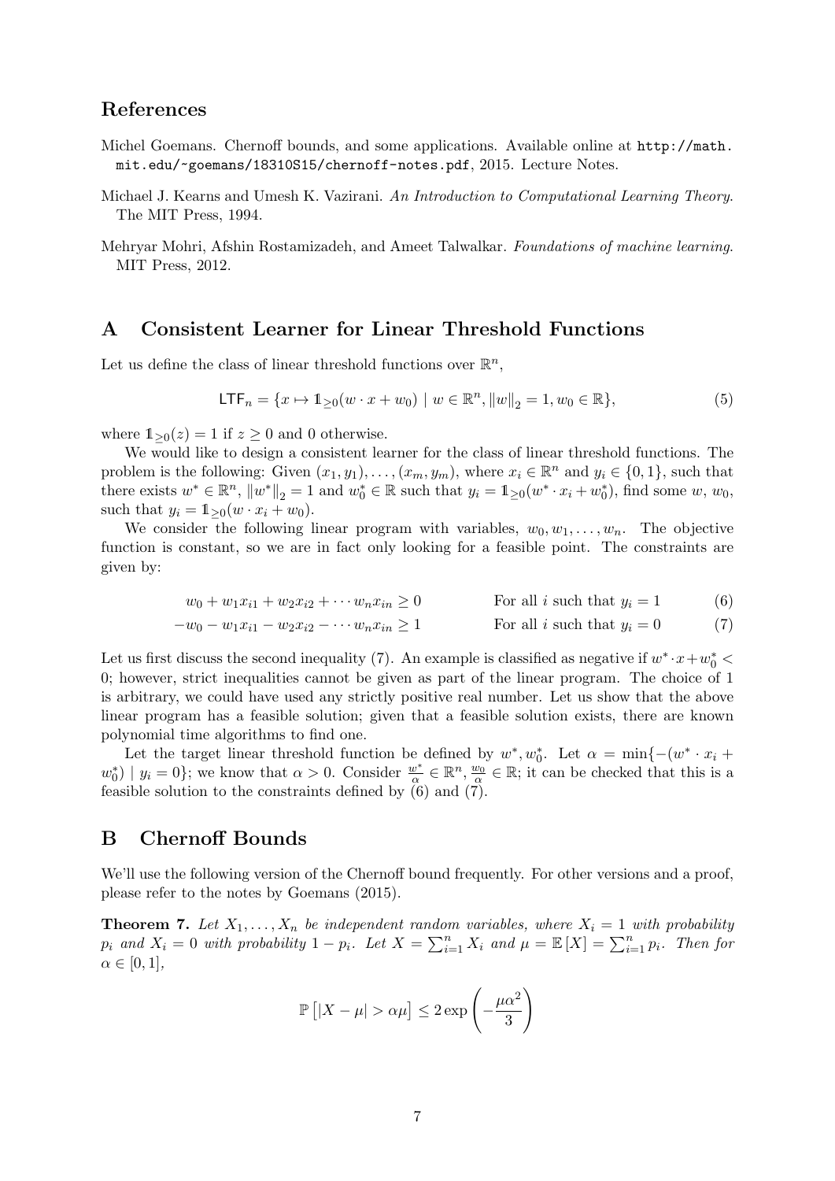## References

Michel Goemans. Chernoff bounds, and some applications. Available online at http://math.mit.edu/~goemans/18310S15/chernoff-notes.pdf, 2015. Lecture Notes.

Michael J. Kearns and Umesh K. Vazirani. *An Introduction to Computational Learning Theory*. The MIT Press, 1994.

Mehryar Mohri, Afshin Rostamizadeh, and Ameet Talwalkar. *Foundations of machine learning*. MIT Press, 2012.

## A Consistent Learner for Linear Threshold Functions

Let us define the class of linear threshold functions over $\mathbb{R}^n$,

$$\mathsf{LTF}_n = \{x \mapsto \mathbb{1}_{\geq 0}(w \cdot x + w_0) \mid w \in \mathbb{R}^n, \|w\|_2 = 1, w_0 \in \mathbb{R}\}, \tag{5}$$

where $\mathbb{1}_{\geq 0}(z) = 1$ if $z \geq 0$ and 0 otherwise.

We would like to design a consistent learner for the class of linear threshold functions. The problem is the following: Given $(x_1, y_1), \ldots, (x_m, y_m)$, where $x_i \in \mathbb{R}^n$ and $y_i \in \{0, 1\}$, such that there exists $w^* \in \mathbb{R}^n$, $\|w^*\|_2 = 1$ and $w_0^* \in \mathbb{R}$ such that $y_i = \mathbb{1}_{\geq 0}(w^* \cdot x_i + w_0^*)$, find some $w$, $w_0$, such that $y_i = \mathbb{1}_{\geq 0}(w \cdot x_i + w_0)$.

We consider the following linear program with variables, $w_0, w_1, \ldots, w_n$. The objective function is constant, so we are in fact only looking for a feasible point. The constraints are given by:

$$w_0 + w_1 x_{i1} + w_2 x_{i2} + \cdots w_n x_{in} \geq 0 \qquad \text{For all } i \text{ such that } y_i = 1 \tag{6}$$

$$-w_0 - w_1 x_{i1} - w_2 x_{i2} - \cdots w_n x_{in} \geq 1 \qquad \text{For all } i \text{ such that } y_i = 0 \tag{7}$$

Let us first discuss the second inequality (7). An example is classified as negative if $w^* \cdot x + w_0^* < 0$; however, strict inequalities cannot be given as part of the linear program. The choice of 1 is arbitrary, we could have used any strictly positive real number. Let us show that the above linear program has a feasible solution; given that a feasible solution exists, there are known polynomial time algorithms to find one.

Let the target linear threshold function be defined by $w^*, w_0^*$. Let $\alpha = \min\{-(w^* \cdot x_i + w_0^*) \mid y_i = 0\}$; we know that $\alpha > 0$. Consider $\frac{w^*}{\alpha} \in \mathbb{R}^n$, $\frac{w_0}{\alpha} \in \mathbb{R}$; it can be checked that this is a feasible solution to the constraints defined by (6) and (7).

## B Chernoff Bounds

We'll use the following version of the Chernoff bound frequently. For other versions and a proof, please refer to the notes by Goemans (2015).

**Theorem 7.** *Let $X_1, \ldots, X_n$ be independent random variables, where $X_i = 1$ with probability $p_i$ and $X_i = 0$ with probability $1 - p_i$. Let $X = \sum_{i=1}^n X_i$ and $\mu = \mathbb{E}[X] = \sum_{i=1}^n p_i$. Then for $\alpha \in [0, 1]$,*

$$\mathbb{P}\left[|X - \mu| > \alpha\mu\right] \leq 2 \exp\left(-\frac{\mu\alpha^2}{3}\right)$$